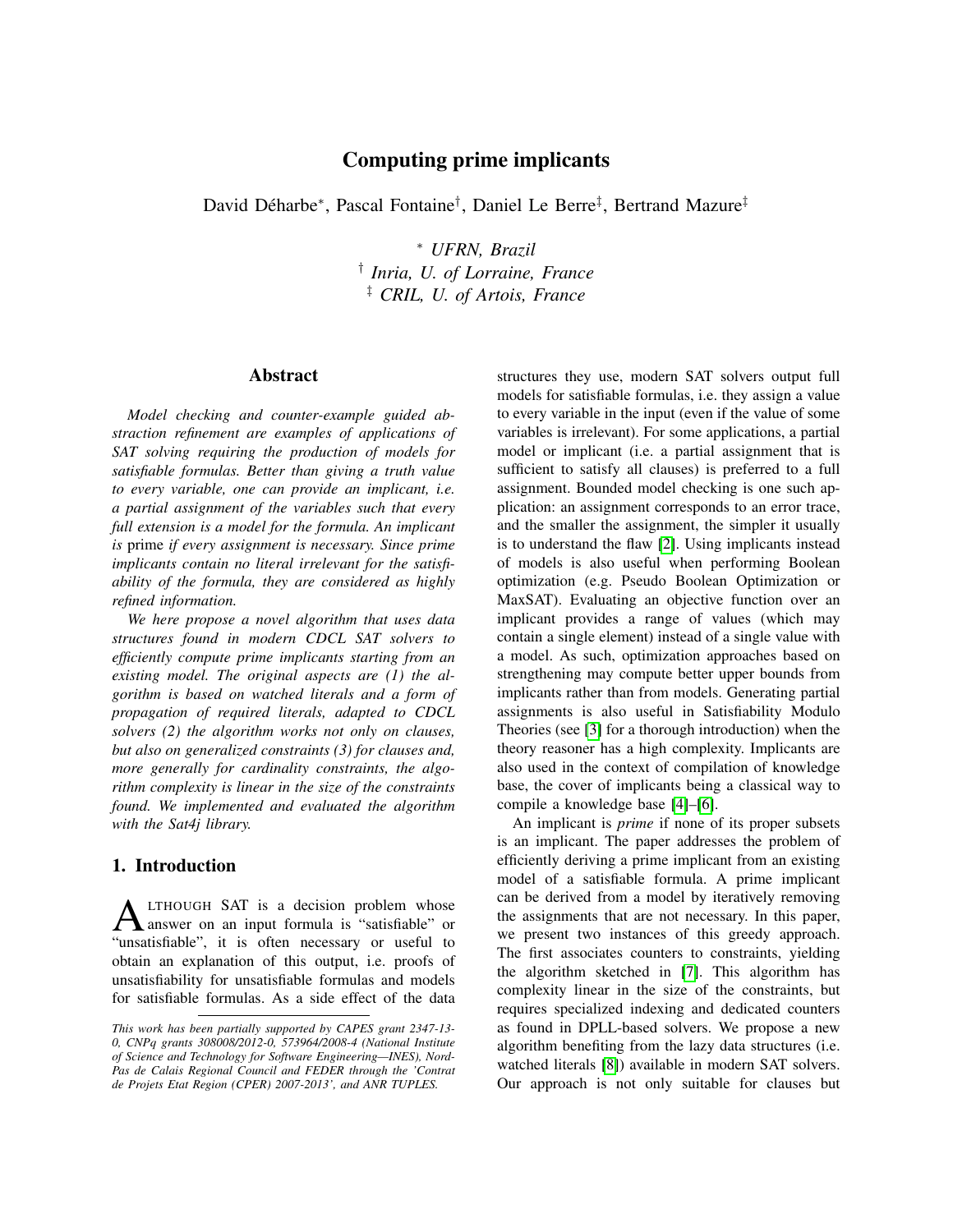# Computing prime implicants

David Déharbe*, Pascal Fontaine†, Daniel Le Berre‡, Bertrand Mazure‡

\* *UFRN, Brazil*
† *Inria, U. of Lorraine, France*
‡ *CRIL, U. of Artois, France*

## Abstract

*Model checking and counter-example guided abstraction refinement are examples of applications of SAT solving requiring the production of models for satisfiable formulas. Better than giving a truth value to every variable, one can provide an implicant, i.e. a partial assignment of the variables such that every full extension is a model for the formula. An implicant is* prime *if every assignment is necessary. Since prime implicants contain no literal irrelevant for the satisfiability of the formula, they are considered as highly refined information.*

*We here propose a novel algorithm that uses data structures found in modern CDCL SAT solvers to efficiently compute prime implicants starting from an existing model. The original aspects are (1) the algorithm is based on watched literals and a form of propagation of required literals, adapted to CDCL solvers (2) the algorithm works not only on clauses, but also on generalized constraints (3) for clauses and, more generally for cardinality constraints, the algorithm complexity is linear in the size of the constraints found. We implemented and evaluated the algorithm with the Sat4j library.*

## 1. Introduction

Although SAT is a decision problem whose answer on an input formula is "satisfiable" or "unsatisfiable", it is often necessary or useful to obtain an explanation of this output, i.e. proofs of unsatisfiability for unsatisfiable formulas and models for satisfiable formulas. As a side effect of the data structures they use, modern SAT solvers output full models for satisfiable formulas, i.e. they assign a value to every variable in the input (even if the value of some variables is irrelevant). For some applications, a partial model or implicant (i.e. a partial assignment that is sufficient to satisfy all clauses) is preferred to a full assignment. Bounded model checking is one such application: an assignment corresponds to an error trace, and the smaller the assignment, the simpler it usually is to understand the flaw [2]. Using implicants instead of models is also useful when performing Boolean optimization (e.g. Pseudo Boolean Optimization or MaxSAT). Evaluating an objective function over an implicant provides a range of values (which may contain a single element) instead of a single value with a model. As such, optimization approaches based on strengthening may compute better upper bounds from implicants rather than from models. Generating partial assignments is also useful in Satisfiability Modulo Theories (see [3] for a thorough introduction) when the theory reasoner has a high complexity. Implicants are also used in the context of compilation of knowledge base, the cover of implicants being a classical way to compile a knowledge base [4]–[6].

An implicant is *prime* if none of its proper subsets is an implicant. The paper addresses the problem of efficiently deriving a prime implicant from an existing model of a satisfiable formula. A prime implicant can be derived from a model by iteratively removing the assignments that are not necessary. In this paper, we present two instances of this greedy approach. The first associates counters to constraints, yielding the algorithm sketched in [7]. This algorithm has complexity linear in the size of the constraints, but requires specialized indexing and dedicated counters as found in DPLL-based solvers. We propose a new algorithm benefiting from the lazy data structures (i.e. watched literals [8]) available in modern SAT solvers. Our approach is not only suitable for clauses but

*This work has been partially supported by CAPES grant 2347-13-0, CNPq grants 308008/2012-0, 573964/2008-4 (National Institute of Science and Technology for Software Engineering—INES), Nord-Pas de Calais Regional Council and FEDER through the 'Contrat de Projets Etat Region (CPER) 2007-2013', and ANR TUPLES.*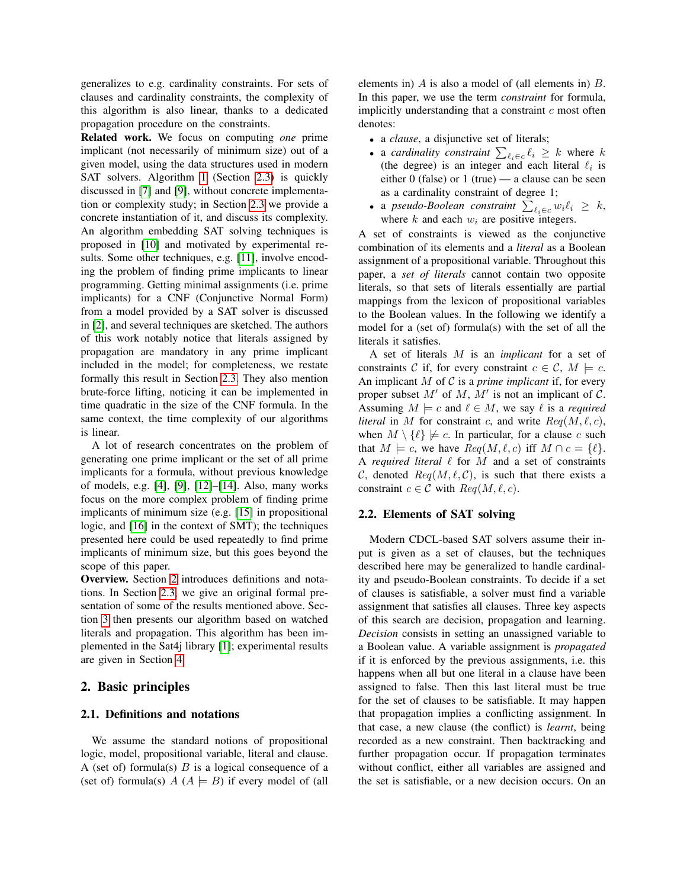generalizes to e.g. cardinality constraints. For sets of clauses and cardinality constraints, the complexity of this algorithm is also linear, thanks to a dedicated propagation procedure on the constraints.

**Related work.** We focus on computing *one* prime implicant (not necessarily of minimum size) out of a given model, using the data structures used in modern SAT solvers. Algorithm 1 (Section 2.3) is quickly discussed in [7] and [9], without concrete implementation or complexity study; in Section 2.3 we provide a concrete instantiation of it, and discuss its complexity. An algorithm embedding SAT solving techniques is proposed in [10] and motivated by experimental results. Some other techniques, e.g. [11], involve encoding the problem of finding prime implicants to linear programming. Getting minimal assignments (i.e. prime implicants) for a CNF (Conjunctive Normal Form) from a model provided by a SAT solver is discussed in [2], and several techniques are sketched. The authors of this work notably notice that literals assigned by propagation are mandatory in any prime implicant included in the model; for completeness, we restate formally this result in Section 2.3. They also mention brute-force lifting, noticing it can be implemented in time quadratic in the size of the CNF formula. In the same context, the time complexity of our algorithms is linear.

A lot of research concentrates on the problem of generating one prime implicant or the set of all prime implicants for a formula, without previous knowledge of models, e.g. [4], [9], [12]–[14]. Also, many works focus on the more complex problem of finding prime implicants of minimum size (e.g. [15] in propositional logic, and [16] in the context of SMT); the techniques presented here could be used repeatedly to find prime implicants of minimum size, but this goes beyond the scope of this paper.

**Overview.** Section 2 introduces definitions and notations. In Section 2.3, we give an original formal presentation of some of the results mentioned above. Section 3 then presents our algorithm based on watched literals and propagation. This algorithm has been implemented in the Sat4j library [1]; experimental results are given in Section 4.

## 2. Basic principles

### 2.1. Definitions and notations

We assume the standard notions of propositional logic, model, propositional variable, literal and clause. A (set of) formula(s) $B$ is a logical consequence of a (set of) formula(s) $A$ ($A \models B$) if every model of (all elements in) $A$ is also a model of (all elements in) $B$. In this paper, we use the term *constraint* for formula, implicitly understanding that a constraint $c$ most often denotes:

- a *clause*, a disjunctive set of literals;
- a *cardinality constraint* $\sum_{\ell_i \in c} \ell_i \geq k$ where $k$ (the degree) is an integer and each literal $\ell_i$ is either 0 (false) or 1 (true) — a clause can be seen as a cardinality constraint of degree 1;
- a *pseudo-Boolean constraint* $\sum_{\ell_i \in c} w_i \ell_i \geq k$, where $k$ and each $w_i$ are positive integers.

A set of constraints is viewed as the conjunctive combination of its elements and a *literal* as a Boolean assignment of a propositional variable. Throughout this paper, a *set of literals* cannot contain two opposite literals, so that sets of literals essentially are partial mappings from the lexicon of propositional variables to the Boolean values. In the following we identify a model for a (set of) formula(s) with the set of all the literals it satisfies.

A set of literals $M$ is an *implicant* for a set of constraints $\mathcal{C}$ if, for every constraint $c \in \mathcal{C}$, $M \models c$. An implicant $M$ of $\mathcal{C}$ is a *prime implicant* if, for every proper subset $M'$ of $M$, $M'$ is not an implicant of $\mathcal{C}$. Assuming $M \models c$ and $\ell \in M$, we say $\ell$ is a *required literal* in $M$ for constraint $c$, and write $Req(M, \ell, c)$, when $M \setminus \{\ell\} \not\models c$. In particular, for a clause $c$ such that $M \models c$, we have $Req(M, \ell, c)$ iff $M \cap c = \{\ell\}$. A *required literal* $\ell$ for $M$ and a set of constraints $\mathcal{C}$, denoted $Req(M, \ell, \mathcal{C})$, is such that there exists a constraint $c \in \mathcal{C}$ with $Req(M, \ell, c)$.

### 2.2. Elements of SAT solving

Modern CDCL-based SAT solvers assume their input is given as a set of clauses, but the techniques described here may be generalized to handle cardinality and pseudo-Boolean constraints. To decide if a set of clauses is satisfiable, a solver must find a variable assignment that satisfies all clauses. Three key aspects of this search are decision, propagation and learning. *Decision* consists in setting an unassigned variable to a Boolean value. A variable assignment is *propagated* if it is enforced by the previous assignments, i.e. this happens when all but one literal in a clause have been assigned to false. Then this last literal must be true for the set of clauses to be satisfiable. It may happen that propagation implies a conflicting assignment. In that case, a new clause (the conflict) is *learnt*, being recorded as a new constraint. Then backtracking and further propagation occur. If propagation terminates without conflict, either all variables are assigned and the set is satisfiable, or a new decision occurs. On an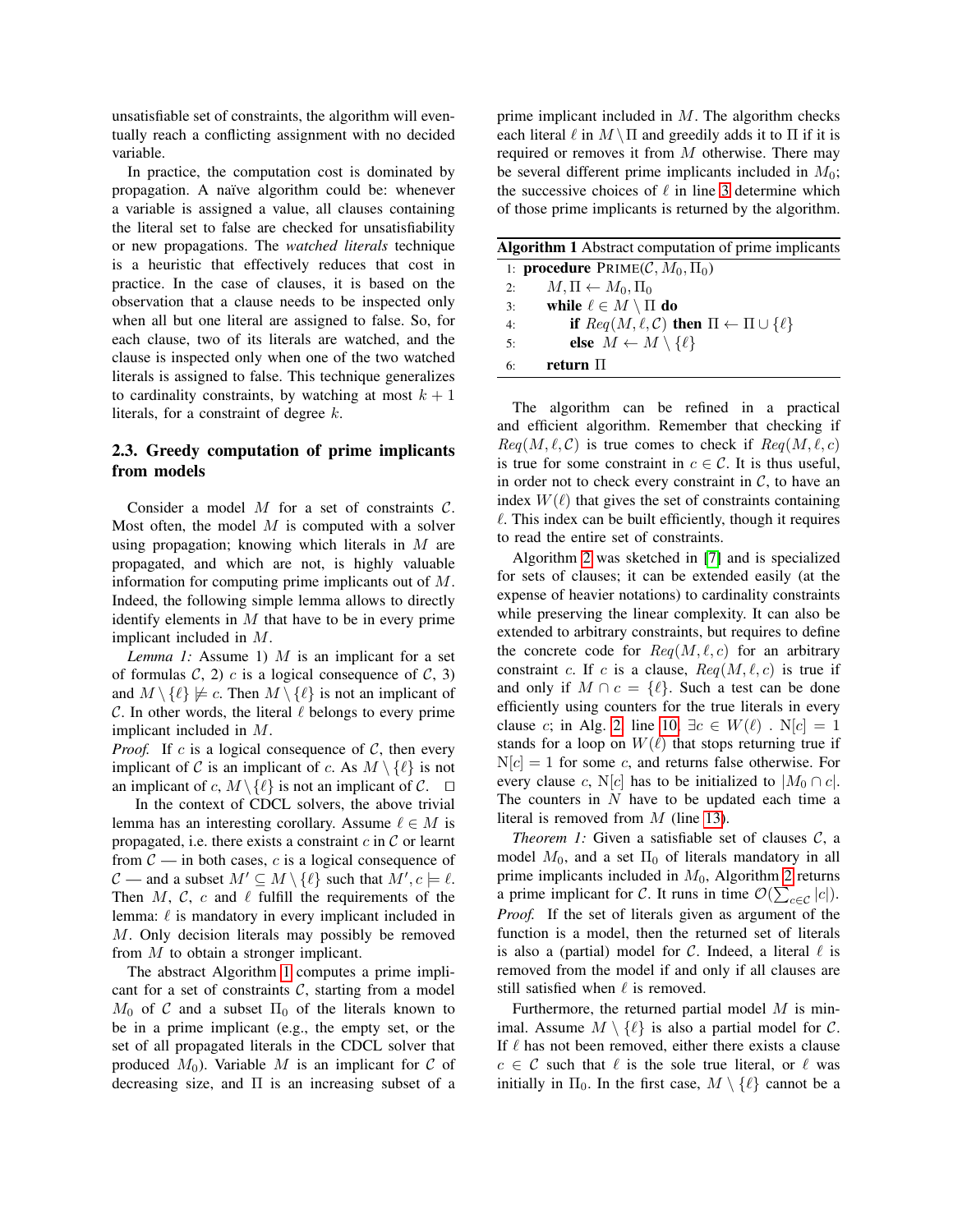unsatisfiable set of constraints, the algorithm will eventually reach a conflicting assignment with no decided variable.

In practice, the computation cost is dominated by propagation. A naïve algorithm could be: whenever a variable is assigned a value, all clauses containing the literal set to false are checked for unsatisfiability or new propagations. The *watched literals* technique is a heuristic that effectively reduces that cost in practice. In the case of clauses, it is based on the observation that a clause needs to be inspected only when all but one literal are assigned to false. So, for each clause, two of its literals are watched, and the clause is inspected only when one of the two watched literals is assigned to false. This technique generalizes to cardinality constraints, by watching at most $k+1$ literals, for a constraint of degree $k$.

### 2.3. Greedy computation of prime implicants from models

Consider a model $M$ for a set of constraints $\mathcal{C}$. Most often, the model $M$ is computed with a solver using propagation; knowing which literals in $M$ are propagated, and which are not, is highly valuable information for computing prime implicants out of $M$. Indeed, the following simple lemma allows to directly identify elements in $M$ that have to be in every prime implicant included in $M$.

*Lemma 1:* Assume 1) $M$ is an implicant for a set of formulas $\mathcal{C}$, 2) $c$ is a logical consequence of $\mathcal{C}$, 3) and $M \setminus \{\ell\} \not\models c$. Then $M \setminus \{\ell\}$ is not an implicant of $\mathcal{C}$. In other words, the literal $\ell$ belongs to every prime implicant included in $M$.

*Proof.* If $c$ is a logical consequence of $\mathcal{C}$, then every implicant of $\mathcal{C}$ is an implicant of $c$. As $M \setminus \{\ell\}$ is not an implicant of $c$, $M \setminus \{\ell\}$ is not an implicant of $\mathcal{C}$. □

In the context of CDCL solvers, the above trivial lemma has an interesting corollary. Assume $\ell \in M$ is propagated, i.e. there exists a constraint $c$ in $\mathcal{C}$ or learnt from $\mathcal{C}$ — in both cases, $c$ is a logical consequence of $\mathcal{C}$ — and a subset $M' \subseteq M \setminus \{\ell\}$ such that $M', c \models \ell$. Then $M$, $\mathcal{C}$, $c$ and $\ell$ fulfill the requirements of the lemma: $\ell$ is mandatory in every implicant included in $M$. Only decision literals may possibly be removed from $M$ to obtain a stronger implicant.

The abstract Algorithm 1 computes a prime implicant for a set of constraints $\mathcal{C}$, starting from a model $M_0$ of $\mathcal{C}$ and a subset $\Pi_0$ of the literals known to be in a prime implicant (e.g., the empty set, or the set of all propagated literals in the CDCL solver that produced $M_0$). Variable $M$ is an implicant for $\mathcal{C}$ of decreasing size, and $\Pi$ is an increasing subset of a prime implicant included in $M$. The algorithm checks each literal $\ell$ in $M \setminus \Pi$ and greedily adds it to $\Pi$ if it is required or removes it from $M$ otherwise. There may be several different prime implicants included in $M_0$; the successive choices of $\ell$ in line 3 determine which of those prime implicants is returned by the algorithm.

**Algorithm 1** Abstract computation of prime implicants

```
1: procedure PRIME(C, M_0, Π_0)
2:     M, Π ← M_0, Π_0
3:     while ℓ ∈ M \ Π do
4:         if Req(M, ℓ, C) then Π ← Π ∪ {ℓ}
5:         else M ← M \ {ℓ}
6:     return Π
```

The algorithm can be refined in a practical and efficient algorithm. Remember that checking if $Req(M, \ell, \mathcal{C})$ is true comes to check if $Req(M, \ell, c)$ is true for some constraint in $c \in \mathcal{C}$. It is thus useful, in order not to check every constraint in $\mathcal{C}$, to have an index $W(\ell)$ that gives the set of constraints containing $\ell$. This index can be built efficiently, though it requires to read the entire set of constraints.

Algorithm 2 was sketched in [7] and is specialized for sets of clauses; it can be extended easily (at the expense of heavier notations) to cardinality constraints while preserving the linear complexity. It can also be extended to arbitrary constraints, but requires to define the concrete code for $Req(M, \ell, c)$ for an arbitrary constraint $c$. If $c$ is a clause, $Req(M, \ell, c)$ is true if and only if $M \cap c = \{\ell\}$. Such a test can be done efficiently using counters for the true literals in every clause $c$; in Alg. 2, line 10, $\exists c \in W(\ell)$ . $\mathrm{N}[c] = 1$ stands for a loop on $W(\ell)$ that stops returning true if $\mathrm{N}[c] = 1$ for some $c$, and returns false otherwise. For every clause $c$, $\mathrm{N}[c]$ has to be initialized to $|M_0 \cap c|$. The counters in $N$ have to be updated each time a literal is removed from $M$ (line 13).

*Theorem 1:* Given a satisfiable set of clauses $\mathcal{C}$, a model $M_0$, and a set $\Pi_0$ of literals mandatory in all prime implicants included in $M_0$, Algorithm 2 returns a prime implicant for $\mathcal{C}$. It runs in time $\mathcal{O}(\sum_{c \in \mathcal{C}} |c|)$.

*Proof.* If the set of literals given as argument of the function is a model, then the returned set of literals is also a (partial) model for $\mathcal{C}$. Indeed, a literal $\ell$ is removed from the model if and only if all clauses are still satisfied when $\ell$ is removed.

Furthermore, the returned partial model $M$ is minimal. Assume $M \setminus \{\ell\}$ is also a partial model for $\mathcal{C}$. If $\ell$ has not been removed, either there exists a clause $c \in \mathcal{C}$ such that $\ell$ is the sole true literal, or $\ell$ was initially in $\Pi_0$. In the first case, $M \setminus \{\ell\}$ cannot be a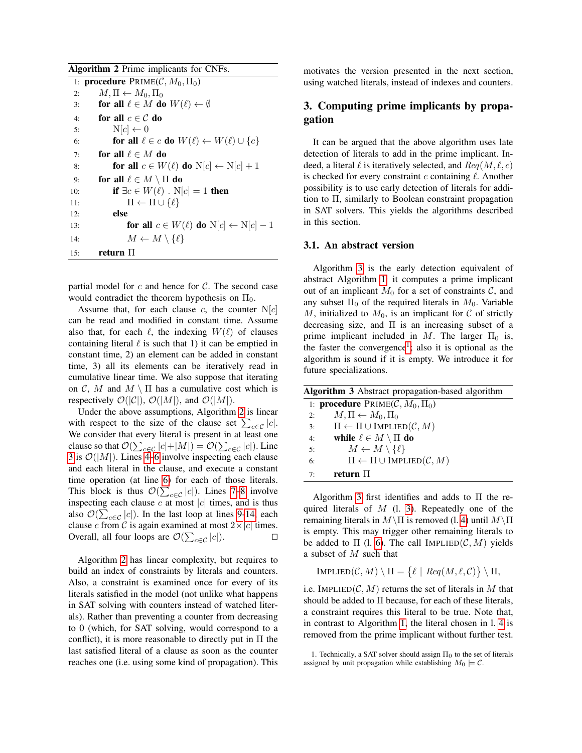**Algorithm 2** Prime implicants for CNFs.

```
1:  procedure PRIME(C, M_0, Π_0)
2:      M, Π ← M_0, Π_0
3:      for all ℓ ∈ M do W(ℓ) ← ∅
4:      for all c ∈ C do
5:          N[c] ← 0
6:          for all ℓ ∈ c do W(ℓ) ← W(ℓ) ∪ {c}
7:      for all ℓ ∈ M do
8:          for all c ∈ W(ℓ) do N[c] ← N[c] + 1
9:      for all ℓ ∈ M \ Π do
10:         if ∃c ∈ W(ℓ) . N[c] = 1 then
11:             Π ← Π ∪ {ℓ}
12:         else
13:             for all c ∈ W(ℓ) do N[c] ← N[c] − 1
14:             M ← M \ {ℓ}
15:     return Π
```

partial model for $c$ and hence for $\mathcal{C}$. The second case would contradict the theorem hypothesis on $\Pi_0$.

Assume that, for each clause $c$, the counter $\mathrm{N}[c]$ can be read and modified in constant time. Assume also that, for each $\ell$, the indexing $W(\ell)$ of clauses containing literal $\ell$ is such that 1) it can be emptied in constant time, 2) an element can be added in constant time, 3) all its elements can be iteratively read in cumulative linear time. We also suppose that iterating on $\mathcal{C}$, $M$ and $M \setminus \Pi$ has a cumulative cost which is respectively $\mathcal{O}(|\mathcal{C}|)$, $\mathcal{O}(|M|)$, and $\mathcal{O}(|M|)$.

Under the above assumptions, Algorithm 2 is linear with respect to the size of the clause set $\sum_{c\in\mathcal{C}} |c|$. We consider that every literal is present in at least one clause so that $\mathcal{O}(\sum_{c\in\mathcal{C}} |c|+|M|) = \mathcal{O}(\sum_{c\in\mathcal{C}} |c|)$. Line 3 is $\mathcal{O}(|M|)$. Lines 4–6 involve inspecting each clause and each literal in the clause, and execute a constant time operation (at line 6) for each of those literals. This block is thus $\mathcal{O}(\sum_{c\in\mathcal{C}} |c|)$. Lines 7–8 involve inspecting each clause $c$ at most $|c|$ times, and is thus also $\mathcal{O}(\sum_{c\in\mathcal{C}} |c|)$. In the last loop at lines 9–14, each clause $c$ from $\mathcal{C}$ is again examined at most $2\times|c|$ times. Overall, all four loops are $\mathcal{O}(\sum_{c\in\mathcal{C}} |c|)$. □

Algorithm 2 has linear complexity, but requires to build an index of constraints by literals and counters. Also, a constraint is examined once for every of its literals satisfied in the model (not unlike what happens in SAT solving with counters instead of watched literals). Rather than preventing a counter from decreasing to 0 (which, for SAT solving, would correspond to a conflict), it is more reasonable to directly put in $\Pi$ the last satisfied literal of a clause as soon as the counter reaches one (i.e. using some kind of propagation). This motivates the version presented in the next section, using watched literals, instead of indexes and counters.

## 3. Computing prime implicants by propagation

It can be argued that the above algorithm uses late detection of literals to add in the prime implicant. Indeed, a literal $\ell$ is iteratively selected, and $Req(M, \ell, c)$ is checked for every constraint $c$ containing $\ell$. Another possibility is to use early detection of literals for addition to $\Pi$, similarly to Boolean constraint propagation in SAT solvers. This yields the algorithms described in this section.

### 3.1. An abstract version

Algorithm 3 is the early detection equivalent of abstract Algorithm 1: it computes a prime implicant out of an implicant $M_0$ for a set of constraints $\mathcal{C}$, and any subset $\Pi_0$ of the required literals in $M_0$. Variable $M$, initialized to $M_0$, is an implicant for $\mathcal{C}$ of strictly decreasing size, and $\Pi$ is an increasing subset of a prime implicant included in $M$. The larger $\Pi_0$ is, the faster the convergence[1]; also it is optional as the algorithm is sound if it is empty. We introduce it for future specializations.

**Algorithm 3** Abstract propagation-based algorithm

```
1: procedure PRIME(C, M_0, Π_0)
2:     M, Π ← M_0, Π_0
3:     Π ← Π ∪ IMPLIED(C, M)
4:     while ℓ ∈ M \ Π do
5:         M ← M \ {ℓ}
6:         Π ← Π ∪ IMPLIED(C, M)
7:     return Π
```

Algorithm 3 first identifies and adds to $\Pi$ the required literals of $M$ (l. 3). Repeatedly one of the remaining literals in $M\setminus\Pi$ is removed (l. 4) until $M\setminus\Pi$ is empty. This may trigger other remaining literals to be added to $\Pi$ (l. 6). The call $\textsc{Implied}(\mathcal{C}, M)$ yields a subset of $M$ such that

$$\textsc{Implied}(\mathcal{C}, M) \setminus \Pi = \{\ell \mid Req(M, \ell, \mathcal{C})\} \setminus \Pi,$$

i.e. $\textsc{Implied}(\mathcal{C}, M)$ returns the set of literals in $M$ that should be added to $\Pi$ because, for each of these literals, a constraint requires this literal to be true. Note that, in contrast to Algorithm 1, the literal chosen in l. 4 is removed from the prime implicant without further test.

1. Technically, a SAT solver should assign $\Pi_0$ to the set of literals assigned by unit propagation while establishing $M_0 \models \mathcal{C}$.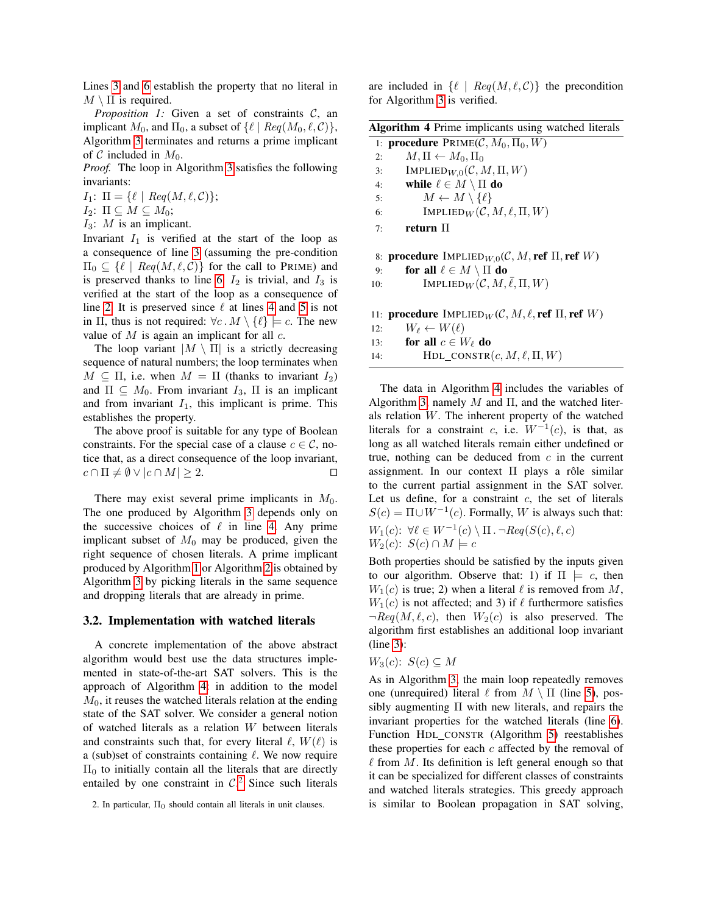Lines 3 and 6 establish the property that no literal in $M \setminus \Pi$ is required.

*Proposition 1:* Given a set of constraints $\mathcal{C}$, an implicant $M_0$, and $\Pi_0$, a subset of $\{\ell \mid Req(M_0, \ell, \mathcal{C})\}$, Algorithm 3 terminates and returns a prime implicant of $\mathcal{C}$ included in $M_0$.

*Proof.* The loop in Algorithm 3 satisfies the following invariants:

$I_1$: $\Pi = \{\ell \mid Req(M, \ell, \mathcal{C})\}$;
$I_2$: $\Pi \subseteq M \subseteq M_0$;
$I_3$: $M$ is an implicant.

Invariant $I_1$ is verified at the start of the loop as a consequence of line 3 (assuming the pre-condition $\Pi_0 \subseteq \{\ell \mid Req(M, \ell, \mathcal{C})\}$ for the call to PRIME) and is preserved thanks to line 6. $I_2$ is trivial, and $I_3$ is verified at the start of the loop as a consequence of line 2. It is preserved since $\ell$ at lines 4 and 5 is not in $\Pi$, thus is not required: $\forall c \,.\, M \setminus \{\ell\} \models c$. The new value of $M$ is again an implicant for all $c$.

The loop variant $|M \setminus \Pi|$ is a strictly decreasing sequence of natural numbers; the loop terminates when $M \subseteq \Pi$, i.e. when $M = \Pi$ (thanks to invariant $I_2$) and $\Pi \subseteq M_0$. From invariant $I_3$, $\Pi$ is an implicant and from invariant $I_1$, this implicant is prime. This establishes the property.

The above proof is suitable for any type of Boolean constraints. For the special case of a clause $c \in \mathcal{C}$, notice that, as a direct consequence of the loop invariant, $c \cap \Pi \neq \emptyset \vee |c \cap M| \geq 2$. □

There may exist several prime implicants in $M_0$. The one produced by Algorithm 3 depends only on the successive choices of $\ell$ in line 4. Any prime implicant subset of $M_0$ may be produced, given the right sequence of chosen literals. A prime implicant produced by Algorithm 1 or Algorithm 2 is obtained by Algorithm 3 by picking literals in the same sequence and dropping literals that are already in prime.

### 3.2. Implementation with watched literals

A concrete implementation of the above abstract algorithm would best use the data structures implemented in state-of-the-art SAT solvers. This is the approach of Algorithm 4: in addition to the model $M_0$, it reuses the watched literals relation at the ending state of the SAT solver. We consider a general notion of watched literals as a relation $W$ between literals and constraints such that, for every literal $\ell$, $W(\ell)$ is a (sub)set of constraints containing $\ell$. We now require $\Pi_0$ to initially contain all the literals that are directly entailed by one constraint in $\mathcal{C}$.[2] Since such literals are included in $\{\ell \mid Req(M, \ell, \mathcal{C})\}$ the precondition for Algorithm 3 is verified.

**Algorithm 4** Prime implicants using watched literals

```
 1: procedure PRIME(C, M_0, Π_0, W)
 2:     M, Π ← M_0, Π_0
 3:     IMPLIED_{W,0}(C, M, Π, W)
 4:     while ℓ ∈ M \ Π do
 5:         M ← M \ {ℓ}
 6:         IMPLIED_W(C, M, ℓ, Π, W)
 7:     return Π

 8: procedure IMPLIED_{W,0}(C, M, ref Π, ref W)
 9:     for all ℓ ∈ M \ Π do
10:         IMPLIED_W(C, M, ℓ̄, Π, W)

11: procedure IMPLIED_W(C, M, ℓ, ref Π, ref W)
12:     W_ℓ ← W(ℓ)
13:     for all c ∈ W_ℓ do
14:         HDL_CONSTR(c, M, ℓ, Π, W)
```

The data in Algorithm 4 includes the variables of Algorithm 3, namely $M$ and $\Pi$, and the watched literals relation $W$. The inherent property of the watched literals for a constraint $c$, i.e. $W^{-1}(c)$, is that, as long as all watched literals remain either undefined or true, nothing can be deduced from $c$ in the current assignment. In our context $\Pi$ plays a rôle similar to the current partial assignment in the SAT solver. Let us define, for a constraint $c$, the set of literals $S(c) = \Pi \cup W^{-1}(c)$. Formally, $W$ is always such that:

$W_1(c)$: $\forall \ell \in W^{-1}(c) \setminus \Pi \,.\, \neg Req(S(c), \ell, c)$
$W_2(c)$: $S(c) \cap M \models c$

Both properties should be satisfied by the inputs given to our algorithm. Observe that: 1) if $\Pi \models c$, then $W_1(c)$ is true; 2) when a literal $\ell$ is removed from $M$, $W_1(c)$ is not affected; and 3) if $\ell$ furthermore satisfies $\neg Req(M, \ell, c)$, then $W_2(c)$ is also preserved. The algorithm first establishes an additional loop invariant (line 3):

$W_3(c)$: $S(c) \subseteq M$

As in Algorithm 3, the main loop repeatedly removes one (unrequired) literal $\ell$ from $M \setminus \Pi$ (line 5), possibly augmenting $\Pi$ with new literals, and repairs the invariant properties for the watched literals (line 6). Function HDL_CONSTR (Algorithm 5) reestablishes these properties for each $c$ affected by the removal of $\ell$ from $M$. Its definition is left general enough so that it can be specialized for different classes of constraints and watched literals strategies. This greedy approach is similar to Boolean propagation in SAT solving,

2. In particular, $\Pi_0$ should contain all literals in unit clauses.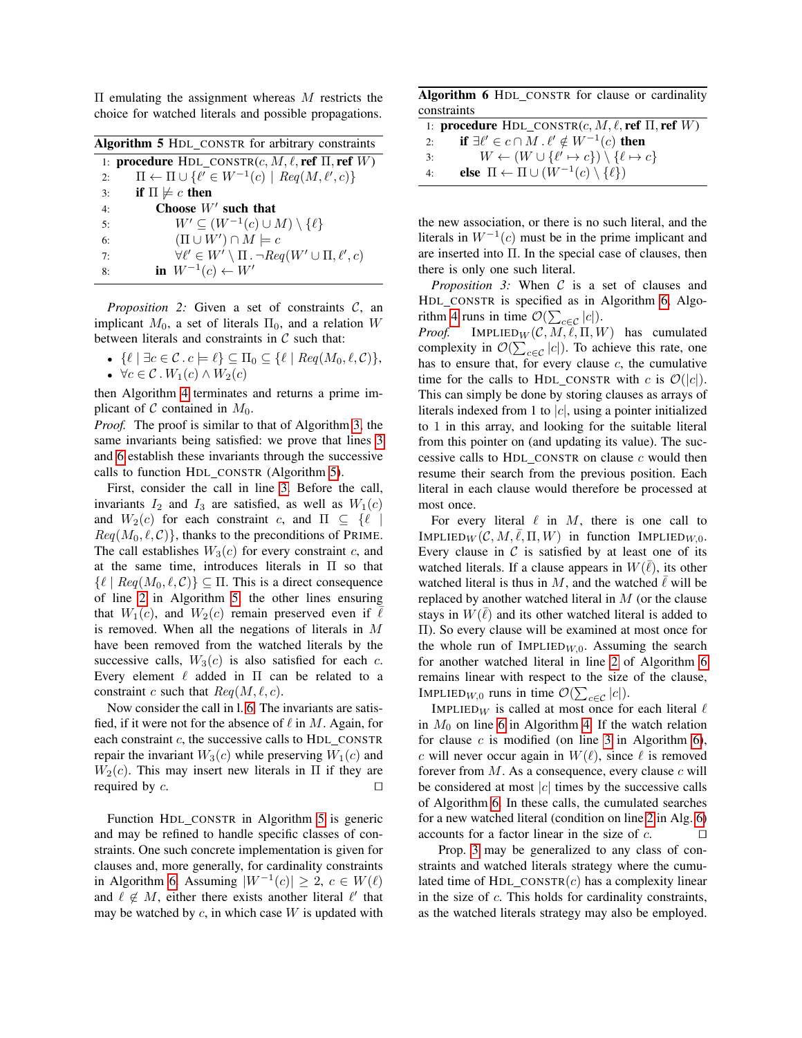Π emulating the assignment whereas $M$ restricts the choice for watched literals and possible propagations.

**Algorithm 5** HDL_CONSTR for arbitrary constraints

```
1: procedure HDL_CONSTR(c, M, ℓ, ref Π, ref W)
2:     Π ← Π ∪ {ℓ′ ∈ W⁻¹(c) | Req(M, ℓ′, c)}
3:     if Π ⊭ c then
4:         Choose W′ such that
5:             W′ ⊆ (W⁻¹(c) ∪ M) \ {ℓ}
6:             (Π ∪ W′) ∩ M ⊨ c
7:             ∀ℓ′ ∈ W′ \ Π . ¬Req(W′ ∪ Π, ℓ′, c)
8:         in W⁻¹(c) ← W′
```

*Proposition 2:* Given a set of constraints $\mathcal{C}$, an implicant $M_0$, a set of literals $\Pi_0$, and a relation $W$ between literals and constraints in $\mathcal{C}$ such that:

- $\{\ell \mid \exists c \in \mathcal{C} \,.\, c \models \ell\} \subseteq \Pi_0 \subseteq \{\ell \mid Req(M_0, \ell, \mathcal{C})\}$,
- $\forall c \in \mathcal{C} \,.\, W_1(c) \wedge W_2(c)$

then Algorithm 4 terminates and returns a prime implicant of $\mathcal{C}$ contained in $M_0$.

*Proof.* The proof is similar to that of Algorithm 3, the same invariants being satisfied: we prove that lines 3 and 6 establish these invariants through the successive calls to function HDL_CONSTR (Algorithm 5).

First, consider the call in line 3. Before the call, invariants $I_2$ and $I_3$ are satisfied, as well as $W_1(c)$ and $W_2(c)$ for each constraint $c$, and $\Pi \subseteq \{\ell \mid Req(M_0, \ell, \mathcal{C})\}$, thanks to the preconditions of PRIME. The call establishes $W_3(c)$ for every constraint $c$, and at the same time, introduces literals in Π so that $\{\ell \mid Req(M_0, \ell, \mathcal{C})\} \subseteq \Pi$. This is a direct consequence of line 2 in Algorithm 5, the other lines ensuring that $W_1(c)$, and $W_2(c)$ remain preserved even if $\bar{\ell}$ is removed. When all the negations of literals in $M$ have been removed from the watched literals by the successive calls, $W_3(c)$ is also satisfied for each $c$. Every element $\ell$ added in Π can be related to a constraint $c$ such that $Req(M, \ell, c)$.

Now consider the call in l. 6. The invariants are satisfied, if it were not for the absence of $\ell$ in $M$. Again, for each constraint $c$, the successive calls to HDL_CONSTR repair the invariant $W_3(c)$ while preserving $W_1(c)$ and $W_2(c)$. This may insert new literals in Π if they are required by $c$. □

Function HDL_CONSTR in Algorithm 5 is generic and may be refined to handle specific classes of constraints. One such concrete implementation is given for clauses and, more generally, for cardinality constraints in Algorithm 6. Assuming $|W^{-1}(c)| \geq 2$, $c \in W(\ell)$ and $\ell \notin M$, either there exists another literal $\ell'$ that may be watched by $c$, in which case $W$ is updated with the new association, or there is no such literal, and the literals in $W^{-1}(c)$ must be in the prime implicant and are inserted into Π. In the special case of clauses, then there is only one such literal.

**Algorithm 6** HDL_CONSTR for clause or cardinality constraints

```
1: procedure HDL_CONSTR(c, M, ℓ, ref Π, ref W)
2:     if ∃ℓ′ ∈ c ∩ M . ℓ′ ∉ W⁻¹(c) then
3:         W ← (W ∪ {ℓ′ ↦ c}) \ {ℓ ↦ c}
4:     else Π ← Π ∪ (W⁻¹(c) \ {ℓ})
```

*Proposition 3:* When $\mathcal{C}$ is a set of clauses and HDL_CONSTR is specified as in Algorithm 6, Algorithm 4 runs in time $\mathcal{O}(\sum_{c\in\mathcal{C}} |c|)$.

*Proof.* IMPLIED$_W(\mathcal{C}, M, \bar{\ell}, \Pi, W)$ has cumulated complexity in $\mathcal{O}(\sum_{c\in\mathcal{C}} |c|)$. To achieve this rate, one has to ensure that, for every clause $c$, the cumulative time for the calls to HDL_CONSTR with $c$ is $\mathcal{O}(|c|)$. This can simply be done by storing clauses as arrays of literals indexed from 1 to $|c|$, using a pointer initialized to 1 in this array, and looking for the suitable literal from this pointer on (and updating its value). The successive calls to HDL_CONSTR on clause $c$ would then resume their search from the previous position. Each literal in each clause would therefore be processed at most once.

For every literal $\ell$ in $M$, there is one call to IMPLIED$_W(\mathcal{C}, M, \bar{\ell}, \Pi, W)$ in function IMPLIED$_{W,0}$. Every clause in $\mathcal{C}$ is satisfied by at least one of its watched literals. If a clause appears in $W(\bar{\ell})$, its other watched literal is thus in $M$, and the watched $\bar{\ell}$ will be replaced by another watched literal in $M$ (or the clause stays in $W(\bar{\ell})$ and its other watched literal is added to Π). So every clause will be examined at most once for the whole run of IMPLIED$_{W,0}$. Assuming the search for another watched literal in line 2 of Algorithm 6 remains linear with respect to the size of the clause, IMPLIED$_{W,0}$ runs in time $\mathcal{O}(\sum_{c\in\mathcal{C}} |c|)$.

IMPLIED$_W$ is called at most once for each literal $\ell$ in $M_0$ on line 6 in Algorithm 4. If the watch relation for clause $c$ is modified (on line 3 in Algorithm 6), $c$ will never occur again in $W(\ell)$, since $\ell$ is removed forever from $M$. As a consequence, every clause $c$ will be considered at most $|c|$ times by the successive calls of Algorithm 6. In these calls, the cumulated searches for a new watched literal (condition on line 2 in Alg. 6) accounts for a factor linear in the size of $c$. □

Prop. 3 may be generalized to any class of constraints and watched literals strategy where the cumulated time of HDL_CONSTR$(c)$ has a complexity linear in the size of $c$. This holds for cardinality constraints, as the watched literals strategy may also be employed.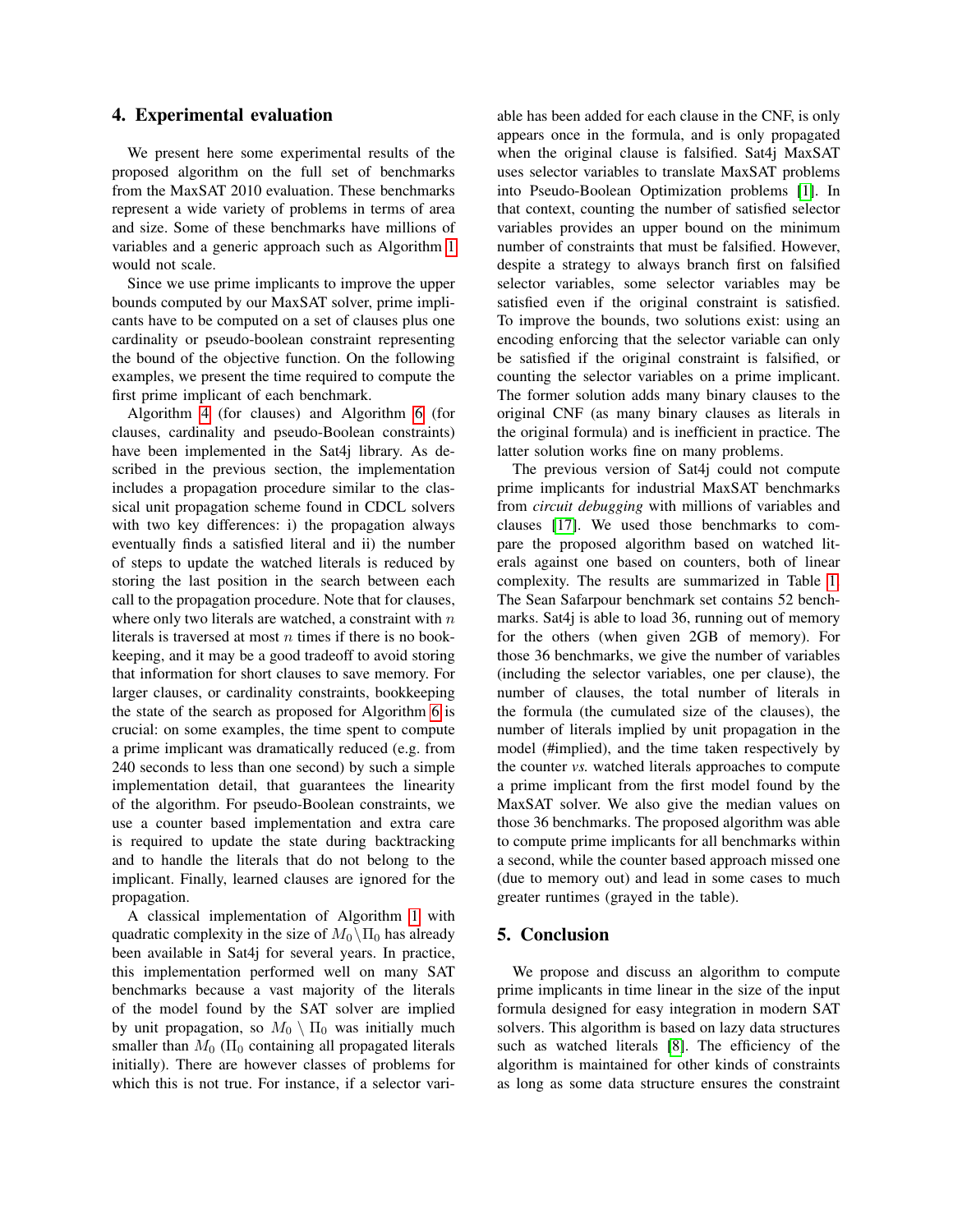## 4. Experimental evaluation

We present here some experimental results of the proposed algorithm on the full set of benchmarks from the MaxSAT 2010 evaluation. These benchmarks represent a wide variety of problems in terms of area and size. Some of these benchmarks have millions of variables and a generic approach such as Algorithm 1 would not scale.

Since we use prime implicants to improve the upper bounds computed by our MaxSAT solver, prime implicants have to be computed on a set of clauses plus one cardinality or pseudo-boolean constraint representing the bound of the objective function. On the following examples, we present the time required to compute the first prime implicant of each benchmark.

Algorithm 4 (for clauses) and Algorithm 6 (for clauses, cardinality and pseudo-Boolean constraints) have been implemented in the Sat4j library. As described in the previous section, the implementation includes a propagation procedure similar to the classical unit propagation scheme found in CDCL solvers with two key differences: i) the propagation always eventually finds a satisfied literal and ii) the number of steps to update the watched literals is reduced by storing the last position in the search between each call to the propagation procedure. Note that for clauses, where only two literals are watched, a constraint with $n$ literals is traversed at most $n$ times if there is no bookkeeping, and it may be a good tradeoff to avoid storing that information for short clauses to save memory. For larger clauses, or cardinality constraints, bookkeeping the state of the search as proposed for Algorithm 6 is crucial: on some examples, the time spent to compute a prime implicant was dramatically reduced (e.g. from 240 seconds to less than one second) by such a simple implementation detail, that guarantees the linearity of the algorithm. For pseudo-Boolean constraints, we use a counter based implementation and extra care is required to update the state during backtracking and to handle the literals that do not belong to the implicant. Finally, learned clauses are ignored for the propagation.

A classical implementation of Algorithm 1 with quadratic complexity in the size of $M_0 \setminus \Pi_0$ has already been available in Sat4j for several years. In practice, this implementation performed well on many SAT benchmarks because a vast majority of the literals of the model found by the SAT solver are implied by unit propagation, so $M_0 \setminus \Pi_0$ was initially much smaller than $M_0$ ($\Pi_0$ containing all propagated literals initially). There are however classes of problems for which this is not true. For instance, if a selector variable has been added for each clause in the CNF, is only appears once in the formula, and is only propagated when the original clause is falsified. Sat4j MaxSAT uses selector variables to translate MaxSAT problems into Pseudo-Boolean Optimization problems [1]. In that context, counting the number of satisfied selector variables provides an upper bound on the minimum number of constraints that must be falsified. However, despite a strategy to always branch first on falsified selector variables, some selector variables may be satisfied even if the original constraint is satisfied. To improve the bounds, two solutions exist: using an encoding enforcing that the selector variable can only be satisfied if the original constraint is falsified, or counting the selector variables on a prime implicant. The former solution adds many binary clauses to the original CNF (as many binary clauses as literals in the original formula) and is inefficient in practice. The latter solution works fine on many problems.

The previous version of Sat4j could not compute prime implicants for industrial MaxSAT benchmarks from *circuit debugging* with millions of variables and clauses [17]. We used those benchmarks to compare the proposed algorithm based on watched literals against one based on counters, both of linear complexity. The results are summarized in Table 1. The Sean Safarpour benchmark set contains 52 benchmarks. Sat4j is able to load 36, running out of memory for the others (when given 2GB of memory). For those 36 benchmarks, we give the number of variables (including the selector variables, one per clause), the number of clauses, the total number of literals in the formula (the cumulated size of the clauses), the number of literals implied by unit propagation in the model (#implied), and the time taken respectively by the counter *vs.* watched literals approaches to compute a prime implicant from the first model found by the MaxSAT solver. We also give the median values on those 36 benchmarks. The proposed algorithm was able to compute prime implicants for all benchmarks within a second, while the counter based approach missed one (due to memory out) and lead in some cases to much greater runtimes (grayed in the table).

## 5. Conclusion

We propose and discuss an algorithm to compute prime implicants in time linear in the size of the input formula designed for easy integration in modern SAT solvers. This algorithm is based on lazy data structures such as watched literals [8]. The efficiency of the algorithm is maintained for other kinds of constraints as long as some data structure ensures the constraint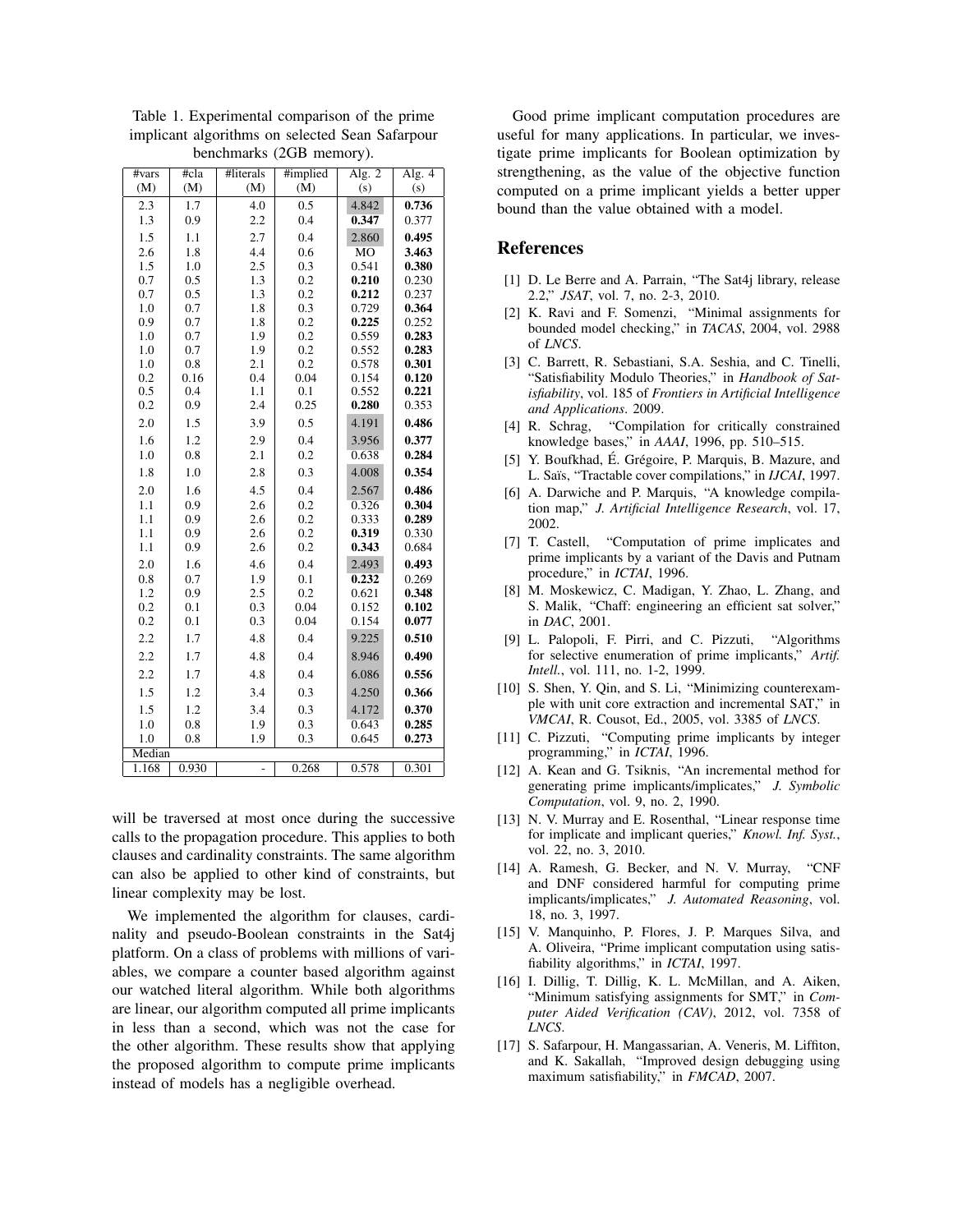Table 1. Experimental comparison of the prime implicant algorithms on selected Sean Safarpour benchmarks (2GB memory).

| #vars (M) | #cla (M) | #literals (M) | #implied (M) | Alg. 2 (s) | Alg. 4 (s) |
|---|---|---|---|---|---|
| 2.3 | 1.7 | 4.0 | 0.5 | 4.842 | **0.736** |
| 1.3 | 0.9 | 2.2 | 0.4 | **0.347** | 0.377 |
| 1.5 | 1.1 | 2.7 | 0.4 | 2.860 | **0.495** |
| 2.6 | 1.8 | 4.4 | 0.6 | MO | **3.463** |
| 1.5 | 1.0 | 2.5 | 0.3 | 0.541 | **0.380** |
| 0.7 | 0.5 | 1.3 | 0.2 | **0.210** | 0.230 |
| 0.7 | 0.5 | 1.3 | 0.2 | **0.212** | 0.237 |
| 1.0 | 0.7 | 1.8 | 0.3 | 0.729 | **0.364** |
| 0.9 | 0.7 | 1.8 | 0.2 | **0.225** | 0.252 |
| 1.0 | 0.7 | 1.9 | 0.2 | 0.559 | **0.283** |
| 1.0 | 0.7 | 1.9 | 0.2 | 0.552 | **0.283** |
| 1.0 | 0.8 | 2.1 | 0.2 | 0.578 | **0.301** |
| 0.2 | 0.16 | 0.4 | 0.04 | 0.154 | **0.120** |
| 0.5 | 0.4 | 1.1 | 0.1 | 0.552 | **0.221** |
| 0.2 | 0.9 | 2.4 | 0.25 | **0.280** | 0.353 |
| 2.0 | 1.5 | 3.9 | 0.5 | 4.191 | **0.486** |
| 1.6 | 1.2 | 2.9 | 0.4 | 3.956 | **0.377** |
| 1.0 | 0.8 | 2.1 | 0.2 | 0.638 | **0.284** |
| 1.8 | 1.0 | 2.8 | 0.3 | 4.008 | **0.354** |
| 2.0 | 1.6 | 4.5 | 0.4 | 2.567 | **0.486** |
| 1.1 | 0.9 | 2.6 | 0.2 | 0.326 | **0.304** |
| 1.1 | 0.9 | 2.6 | 0.2 | 0.333 | **0.289** |
| 1.1 | 0.9 | 2.6 | 0.2 | **0.319** | 0.330 |
| 1.1 | 0.9 | 2.6 | 0.2 | **0.343** | 0.684 |
| 2.0 | 1.6 | 4.6 | 0.4 | 2.493 | **0.493** |
| 0.8 | 0.7 | 1.9 | 0.1 | **0.232** | 0.269 |
| 1.2 | 0.9 | 2.5 | 0.2 | 0.621 | **0.348** |
| 0.2 | 0.1 | 0.3 | 0.04 | 0.152 | **0.102** |
| 0.2 | 0.1 | 0.3 | 0.04 | 0.154 | **0.077** |
| 2.2 | 1.7 | 4.8 | 0.4 | 9.225 | **0.510** |
| 2.2 | 1.7 | 4.8 | 0.4 | 8.946 | **0.490** |
| 2.2 | 1.7 | 4.8 | 0.4 | 6.086 | **0.556** |
| 1.5 | 1.2 | 3.4 | 0.3 | 4.250 | **0.366** |
| 1.5 | 1.2 | 3.4 | 0.3 | 4.172 | **0.370** |
| 1.0 | 0.8 | 1.9 | 0.3 | 0.643 | **0.285** |
| 1.0 | 0.8 | 1.9 | 0.3 | 0.645 | **0.273** |
| Median | | | | | |
| 1.168 | 0.930 | - | 0.268 | 0.578 | 0.301 |

will be traversed at most once during the successive calls to the propagation procedure. This applies to both clauses and cardinality constraints. The same algorithm can also be applied to other kind of constraints, but linear complexity may be lost.

We implemented the algorithm for clauses, cardinality and pseudo-Boolean constraints in the Sat4j platform. On a class of problems with millions of variables, we compare a counter based algorithm against our watched literal algorithm. While both algorithms are linear, our algorithm computed all prime implicants in less than a second, which was not the case for the other algorithm. These results show that applying the proposed algorithm to compute prime implicants instead of models has a negligible overhead.

Good prime implicant computation procedures are useful for many applications. In particular, we investigate prime implicants for Boolean optimization by strengthening, as the value of the objective function computed on a prime implicant yields a better upper bound than the value obtained with a model.

## References

[1] D. Le Berre and A. Parrain, "The Sat4j library, release 2.2," *JSAT*, vol. 7, no. 2-3, 2010.

[2] K. Ravi and F. Somenzi, "Minimal assignments for bounded model checking," in *TACAS*, 2004, vol. 2988 of *LNCS*.

[3] C. Barrett, R. Sebastiani, S.A. Seshia, and C. Tinelli, "Satisfiability Modulo Theories," in *Handbook of Satisfiability*, vol. 185 of *Frontiers in Artificial Intelligence and Applications*. 2009.

[4] R. Schrag, "Compilation for critically constrained knowledge bases," in *AAAI*, 1996, pp. 510–515.

[5] Y. Boufkhad, É. Grégoire, P. Marquis, B. Mazure, and L. Saïs, "Tractable cover compilations," in *IJCAI*, 1997.

[6] A. Darwiche and P. Marquis, "A knowledge compilation map," *J. Artificial Intelligence Research*, vol. 17, 2002.

[7] T. Castell, "Computation of prime implicates and prime implicants by a variant of the Davis and Putnam procedure," in *ICTAI*, 1996.

[8] M. Moskewicz, C. Madigan, Y. Zhao, L. Zhang, and S. Malik, "Chaff: engineering an efficient sat solver," in *DAC*, 2001.

[9] L. Palopoli, F. Pirri, and C. Pizzuti, "Algorithms for selective enumeration of prime implicants," *Artif. Intell.*, vol. 111, no. 1-2, 1999.

[10] S. Shen, Y. Qin, and S. Li, "Minimizing counterexample with unit core extraction and incremental SAT," in *VMCAI*, R. Cousot, Ed., 2005, vol. 3385 of *LNCS*.

[11] C. Pizzuti, "Computing prime implicants by integer programming," in *ICTAI*, 1996.

[12] A. Kean and G. Tsiknis, "An incremental method for generating prime implicants/implicates," *J. Symbolic Computation*, vol. 9, no. 2, 1990.

[13] N. V. Murray and E. Rosenthal, "Linear response time for implicate and implicant queries," *Knowl. Inf. Syst.*, vol. 22, no. 3, 2010.

[14] A. Ramesh, G. Becker, and N. V. Murray, "CNF and DNF considered harmful for computing prime implicants/implicates," *J. Automated Reasoning*, vol. 18, no. 3, 1997.

[15] V. Manquinho, P. Flores, J. P. Marques Silva, and A. Oliveira, "Prime implicant computation using satisfiability algorithms," in *ICTAI*, 1997.

[16] I. Dillig, T. Dillig, K. L. McMillan, and A. Aiken, "Minimum satisfying assignments for SMT," in *Computer Aided Verification (CAV)*, 2012, vol. 7358 of *LNCS*.

[17] S. Safarpour, H. Mangassarian, A. Veneris, M. Liffiton, and K. Sakallah, "Improved design debugging using maximum satisfiability," in *FMCAD*, 2007.